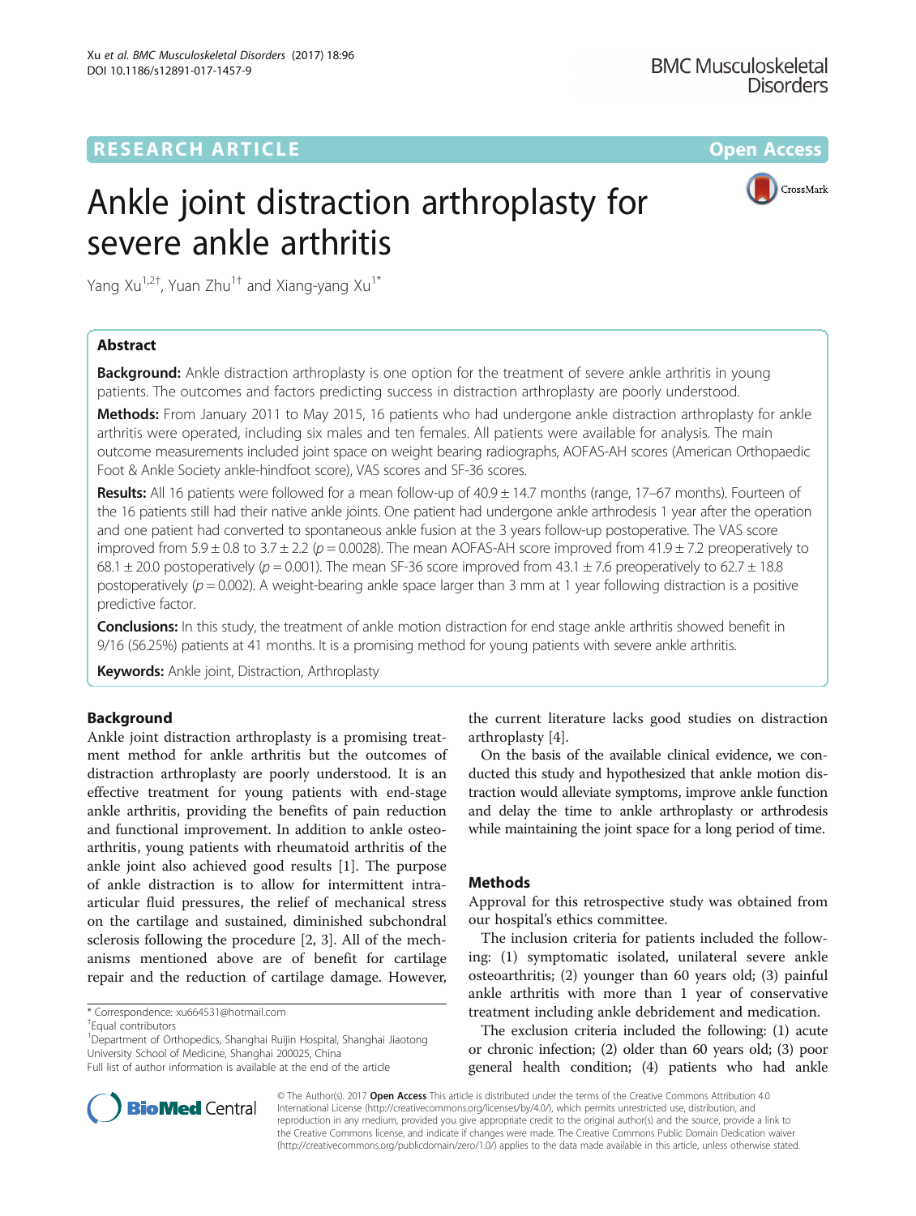RESEARCH ARTICLE

Open Access

# Ankle joint distraction arthroplasty for severe ankle arthritis

Yang Xu[1,2†], Yuan Zhu[1†] and Xiang-yang Xu[1*]

## Abstract

**Background:** Ankle distraction arthroplasty is one option for the treatment of severe ankle arthritis in young patients. The outcomes and factors predicting success in distraction arthroplasty are poorly understood.

**Methods:** From January 2011 to May 2015, 16 patients who had undergone ankle distraction arthroplasty for ankle arthritis were operated, including six males and ten females. All patients were available for analysis. The main outcome measurements included joint space on weight bearing radiographs, AOFAS-AH scores (American Orthopaedic Foot & Ankle Society ankle-hindfoot score), VAS scores and SF-36 scores.

**Results:** All 16 patients were followed for a mean follow-up of 40.9 ± 14.7 months (range, 17–67 months). Fourteen of the 16 patients still had their native ankle joints. One patient had undergone ankle arthrodesis 1 year after the operation and one patient had converted to spontaneous ankle fusion at the 3 years follow-up postoperative. The VAS score improved from 5.9 ± 0.8 to 3.7 ± 2.2 ($p = 0.0028$). The mean AOFAS-AH score improved from 41.9 ± 7.2 preoperatively to 68.1 ± 20.0 postoperatively ($p = 0.001$). The mean SF-36 score improved from 43.1 ± 7.6 preoperatively to 62.7 ± 18.8 postoperatively ($p = 0.002$). A weight-bearing ankle space larger than 3 mm at 1 year following distraction is a positive predictive factor.

**Conclusions:** In this study, the treatment of ankle motion distraction for end stage ankle arthritis showed benefit in 9/16 (56.25%) patients at 41 months. It is a promising method for young patients with severe ankle arthritis.

**Keywords:** Ankle joint, Distraction, Arthroplasty

## Background

Ankle joint distraction arthroplasty is a promising treatment method for ankle arthritis but the outcomes of distraction arthroplasty are poorly understood. It is an effective treatment for young patients with end-stage ankle arthritis, providing the benefits of pain reduction and functional improvement. In addition to ankle osteoarthritis, young patients with rheumatoid arthritis of the ankle joint also achieved good results [1]. The purpose of ankle distraction is to allow for intermittent intra-articular fluid pressures, the relief of mechanical stress on the cartilage and sustained, diminished subchondral sclerosis following the procedure [2, 3]. All of the mechanisms mentioned above are of benefit for cartilage repair and the reduction of cartilage damage. However, the current literature lacks good studies on distraction arthroplasty [4].

On the basis of the available clinical evidence, we conducted this study and hypothesized that ankle motion distraction would alleviate symptoms, improve ankle function and delay the time to ankle arthroplasty or arthrodesis while maintaining the joint space for a long period of time.

## Methods

Approval for this retrospective study was obtained from our hospital's ethics committee.

The inclusion criteria for patients included the following: (1) symptomatic isolated, unilateral severe ankle osteoarthritis; (2) younger than 60 years old; (3) painful ankle arthritis with more than 1 year of conservative treatment including ankle debridement and medication.

The exclusion criteria included the following: (1) acute or chronic infection; (2) older than 60 years old; (3) poor general health condition; (4) patients who had ankle

---

* Correspondence: xu664531@hotmail.com

†Equal contributors

[1]Department of Orthopedics, Shanghai Ruijin Hospital, Shanghai Jiaotong University School of Medicine, Shanghai 200025, China

Full list of author information is available at the end of the article

© The Author(s). 2017 **Open Access** This article is distributed under the terms of the Creative Commons Attribution 4.0 International License (http://creativecommons.org/licenses/by/4.0/), which permits unrestricted use, distribution, and reproduction in any medium, provided you give appropriate credit to the original author(s) and the source, provide a link to the Creative Commons license, and indicate if changes were made. The Creative Commons Public Domain Dedication waiver (http://creativecommons.org/publicdomain/zero/1.0/) applies to the data made available in this article, unless otherwise stated.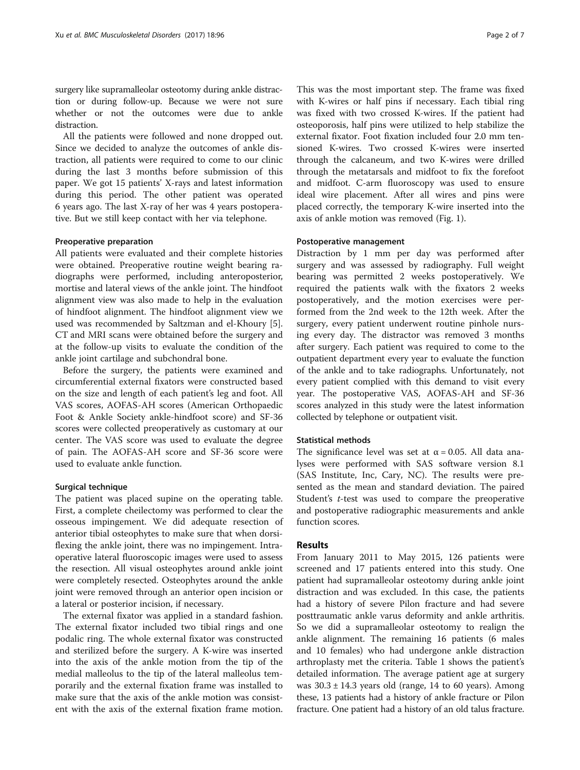surgery like supramalleolar osteotomy during ankle distraction or during follow-up. Because we were not sure whether or not the outcomes were due to ankle distraction.

All the patients were followed and none dropped out. Since we decided to analyze the outcomes of ankle distraction, all patients were required to come to our clinic during the last 3 months before submission of this paper. We got 15 patients' X-rays and latest information during this period. The other patient was operated 6 years ago. The last X-ray of her was 4 years postoperative. But we still keep contact with her via telephone.

### Preoperative preparation

All patients were evaluated and their complete histories were obtained. Preoperative routine weight bearing radiographs were performed, including anteroposterior, mortise and lateral views of the ankle joint. The hindfoot alignment view was also made to help in the evaluation of hindfoot alignment. The hindfoot alignment view we used was recommended by Saltzman and el-Khoury [5]. CT and MRI scans were obtained before the surgery and at the follow-up visits to evaluate the condition of the ankle joint cartilage and subchondral bone.

Before the surgery, the patients were examined and circumferential external fixators were constructed based on the size and length of each patient's leg and foot. All VAS scores, AOFAS-AH scores (American Orthopaedic Foot & Ankle Society ankle-hindfoot score) and SF-36 scores were collected preoperatively as customary at our center. The VAS score was used to evaluate the degree of pain. The AOFAS-AH score and SF-36 score were used to evaluate ankle function.

### Surgical technique

The patient was placed supine on the operating table. First, a complete cheilectomy was performed to clear the osseous impingement. We did adequate resection of anterior tibial osteophytes to make sure that when dorsiflexing the ankle joint, there was no impingement. Intraoperative lateral fluoroscopic images were used to assess the resection. All visual osteophytes around ankle joint were completely resected. Osteophytes around the ankle joint were removed through an anterior open incision or a lateral or posterior incision, if necessary.

The external fixator was applied in a standard fashion. The external fixator included two tibial rings and one podalic ring. The whole external fixator was constructed and sterilized before the surgery. A K-wire was inserted into the axis of the ankle motion from the tip of the medial malleolus to the tip of the lateral malleolus temporarily and the external fixation frame was installed to make sure that the axis of the ankle motion was consistent with the axis of the external fixation frame motion. This was the most important step. The frame was fixed with K-wires or half pins if necessary. Each tibial ring was fixed with two crossed K-wires. If the patient had osteoporosis, half pins were utilized to help stabilize the external fixator. Foot fixation included four 2.0 mm tensioned K-wires. Two crossed K-wires were inserted through the calcaneum, and two K-wires were drilled through the metatarsals and midfoot to fix the forefoot and midfoot. C-arm fluoroscopy was used to ensure ideal wire placement. After all wires and pins were placed correctly, the temporary K-wire inserted into the axis of ankle motion was removed (Fig. 1).

### Postoperative management

Distraction by 1 mm per day was performed after surgery and was assessed by radiography. Full weight bearing was permitted 2 weeks postoperatively. We required the patients walk with the fixators 2 weeks postoperatively, and the motion exercises were performed from the 2nd week to the 12th week. After the surgery, every patient underwent routine pinhole nursing every day. The distractor was removed 3 months after surgery. Each patient was required to come to the outpatient department every year to evaluate the function of the ankle and to take radiographs. Unfortunately, not every patient complied with this demand to visit every year. The postoperative VAS, AOFAS-AH and SF-36 scores analyzed in this study were the latest information collected by telephone or outpatient visit.

### Statistical methods

The significance level was set at $\alpha = 0.05$. All data analyses were performed with SAS software version 8.1 (SAS Institute, Inc, Cary, NC). The results were presented as the mean and standard deviation. The paired Student's *t*-test was used to compare the preoperative and postoperative radiographic measurements and ankle function scores.

## Results

From January 2011 to May 2015, 126 patients were screened and 17 patients entered into this study. One patient had supramalleolar osteotomy during ankle joint distraction and was excluded. In this case, the patients had a history of severe Pilon fracture and had severe posttraumatic ankle varus deformity and ankle arthritis. So we did a supramalleolar osteotomy to realign the ankle alignment. The remaining 16 patients (6 males and 10 females) who had undergone ankle distraction arthroplasty met the criteria. Table 1 shows the patient's detailed information. The average patient age at surgery was $30.3 \pm 14.3$ years old (range, 14 to 60 years). Among these, 13 patients had a history of ankle fracture or Pilon fracture. One patient had a history of an old talus fracture.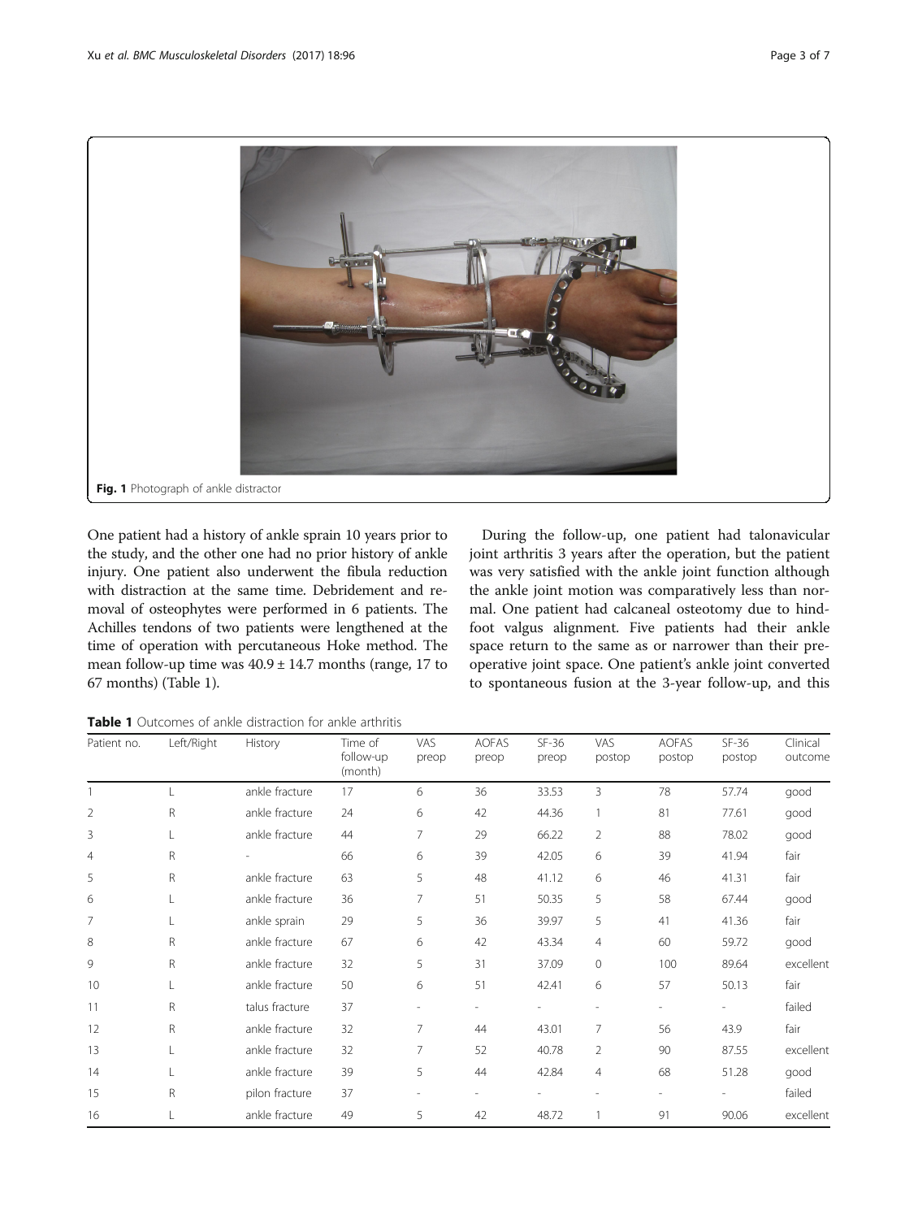Fig. 1 Photograph of ankle distractor

One patient had a history of ankle sprain 10 years prior to the study, and the other one had no prior history of ankle injury. One patient also underwent the fibula reduction with distraction at the same time. Debridement and removal of osteophytes were performed in 6 patients. The Achilles tendons of two patients were lengthened at the time of operation with percutaneous Hoke method. The mean follow-up time was 40.9 ± 14.7 months (range, 17 to 67 months) (Table 1).

During the follow-up, one patient had talonavicular joint arthritis 3 years after the operation, but the patient was very satisfied with the ankle joint function although the ankle joint motion was comparatively less than normal. One patient had calcaneal osteotomy due to hindfoot valgus alignment. Five patients had their ankle space return to the same as or narrower than their preoperative joint space. One patient's ankle joint converted to spontaneous fusion at the 3-year follow-up, and this

**Table 1** Outcomes of ankle distraction for ankle arthritis

| Patient no. | Left/Right | History | Time of follow-up (month) | VAS preop | AOFAS preop | SF-36 preop | VAS postop | AOFAS postop | SF-36 postop | Clinical outcome |
|---|---|---|---|---|---|---|---|---|---|---|
| 1 | L | ankle fracture | 17 | 6 | 36 | 33.53 | 3 | 78 | 57.74 | good |
| 2 | R | ankle fracture | 24 | 6 | 42 | 44.36 | 1 | 81 | 77.61 | good |
| 3 | L | ankle fracture | 44 | 7 | 29 | 66.22 | 2 | 88 | 78.02 | good |
| 4 | R | - | 66 | 6 | 39 | 42.05 | 6 | 39 | 41.94 | fair |
| 5 | R | ankle fracture | 63 | 5 | 48 | 41.12 | 6 | 46 | 41.31 | fair |
| 6 | L | ankle fracture | 36 | 7 | 51 | 50.35 | 5 | 58 | 67.44 | good |
| 7 | L | ankle sprain | 29 | 5 | 36 | 39.97 | 5 | 41 | 41.36 | fair |
| 8 | R | ankle fracture | 67 | 6 | 42 | 43.34 | 4 | 60 | 59.72 | good |
| 9 | R | ankle fracture | 32 | 5 | 31 | 37.09 | 0 | 100 | 89.64 | excellent |
| 10 | L | ankle fracture | 50 | 6 | 51 | 42.41 | 6 | 57 | 50.13 | fair |
| 11 | R | talus fracture | 37 | - | - | - | - | - | - | failed |
| 12 | R | ankle fracture | 32 | 7 | 44 | 43.01 | 7 | 56 | 43.9 | fair |
| 13 | L | ankle fracture | 32 | 7 | 52 | 40.78 | 2 | 90 | 87.55 | excellent |
| 14 | L | ankle fracture | 39 | 5 | 44 | 42.84 | 4 | 68 | 51.28 | good |
| 15 | R | pilon fracture | 37 | - | - | - | - | - | - | failed |
| 16 | L | ankle fracture | 49 | 5 | 42 | 48.72 | 1 | 91 | 90.06 | excellent |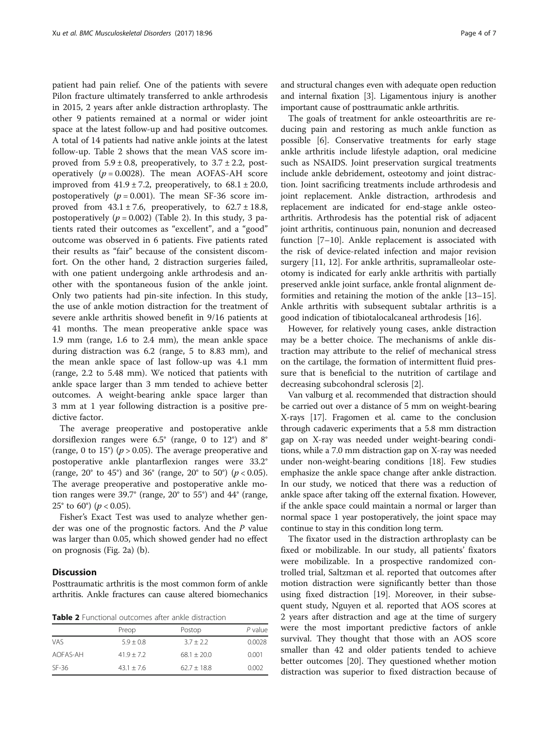patient had pain relief. One of the patients with severe Pilon fracture ultimately transferred to ankle arthrodesis in 2015, 2 years after ankle distraction arthroplasty. The other 9 patients remained at a normal or wider joint space at the latest follow-up and had positive outcomes. A total of 14 patients had native ankle joints at the latest follow-up. Table 2 shows that the mean VAS score improved from 5.9 ± 0.8, preoperatively, to 3.7 ± 2.2, postoperatively ($p = 0.0028$). The mean AOFAS-AH score improved from 41.9 ± 7.2, preoperatively, to 68.1 ± 20.0, postoperatively ($p = 0.001$). The mean SF-36 score improved from 43.1 ± 7.6, preoperatively, to 62.7 ± 18.8, postoperatively ($p = 0.002$) (Table 2). In this study, 3 patients rated their outcomes as "excellent", and a "good" outcome was observed in 6 patients. Five patients rated their results as "fair" because of the consistent discomfort. On the other hand, 2 distraction surgeries failed, with one patient undergoing ankle arthrodesis and another with the spontaneous fusion of the ankle joint. Only two patients had pin-site infection. In this study, the use of ankle motion distraction for the treatment of severe ankle arthritis showed benefit in 9/16 patients at 41 months. The mean preoperative ankle space was 1.9 mm (range, 1.6 to 2.4 mm), the mean ankle space during distraction was 6.2 (range, 5 to 8.83 mm), and the mean ankle space of last follow-up was 4.1 mm (range, 2.2 to 5.48 mm). We noticed that patients with ankle space larger than 3 mm tended to achieve better outcomes. A weight-bearing ankle space larger than 3 mm at 1 year following distraction is a positive predictive factor.

The average preoperative and postoperative ankle dorsiflexion ranges were 6.5° (range, 0 to 12°) and 8° (range, 0 to 15°) ($p > 0.05$). The average preoperative and postoperative ankle plantarflexion ranges were 33.2° (range, 20° to 45°) and 36° (range, 20° to 50°) ($p < 0.05$). The average preoperative and postoperative ankle motion ranges were 39.7° (range, 20° to 55°) and 44° (range, 25° to 60°) ($p < 0.05$).

Fisher's Exact Test was used to analyze whether gender was one of the prognostic factors. And the $P$ value was larger than 0.05, which showed gender had no effect on prognosis (Fig. 2a) (b).

## Discussion

Posttraumatic arthritis is the most common form of ankle arthritis. Ankle fractures can cause altered biomechanics and structural changes even with adequate open reduction and internal fixation [3]. Ligamentous injury is another important cause of posttraumatic ankle arthritis.

**Table 2** Functional outcomes after ankle distraction

| | Preop | Postop | $P$ value |
|---|---|---|---|
| VAS | 5.9 ± 0.8 | 3.7 ± 2.2 | 0.0028 |
| AOFAS-AH | 41.9 ± 7.2 | 68.1 ± 20.0 | 0.001 |
| SF-36 | 43.1 ± 7.6 | 62.7 ± 18.8 | 0.002 |

The goals of treatment for ankle osteoarthritis are reducing pain and restoring as much ankle function as possible [6]. Conservative treatments for early stage ankle arthritis include lifestyle adaption, oral medicine such as NSAIDS. Joint preservation surgical treatments include ankle debridement, osteotomy and joint distraction. Joint sacrificing treatments include arthrodesis and joint replacement. Ankle distraction, arthrodesis and replacement are indicated for end-stage ankle osteoarthritis. Arthrodesis has the potential risk of adjacent joint arthritis, continuous pain, nonunion and decreased function [7–10]. Ankle replacement is associated with the risk of device-related infection and major revision surgery [11, 12]. For ankle arthritis, supramalleolar osteotomy is indicated for early ankle arthritis with partially preserved ankle joint surface, ankle frontal alignment deformities and retaining the motion of the ankle [13–15]. Ankle arthritis with subsequent subtalar arthritis is a good indication of tibiotalocalcaneal arthrodesis [16].

However, for relatively young cases, ankle distraction may be a better choice. The mechanisms of ankle distraction may attribute to the relief of mechanical stress on the cartilage, the formation of intermittent fluid pressure that is beneficial to the nutrition of cartilage and decreasing subcohondral sclerosis [2].

Van valburg et al. recommended that distraction should be carried out over a distance of 5 mm on weight-bearing X-rays [17]. Fragomen et al. came to the conclusion through cadaveric experiments that a 5.8 mm distraction gap on X-ray was needed under weight-bearing conditions, while a 7.0 mm distraction gap on X-ray was needed under non-weight-bearing conditions [18]. Few studies emphasize the ankle space change after ankle distraction. In our study, we noticed that there was a reduction of ankle space after taking off the external fixation. However, if the ankle space could maintain a normal or larger than normal space 1 year postoperatively, the joint space may continue to stay in this condition long term.

The fixator used in the distraction arthroplasty can be fixed or mobilizable. In our study, all patients' fixators were mobilizable. In a prospective randomized controlled trial, Saltzman et al. reported that outcomes after motion distraction were significantly better than those using fixed distraction [19]. Moreover, in their subsequent study, Nguyen et al. reported that AOS scores at 2 years after distraction and age at the time of surgery were the most important predictive factors of ankle survival. They thought that those with an AOS score smaller than 42 and older patients tended to achieve better outcomes [20]. They questioned whether motion distraction was superior to fixed distraction because of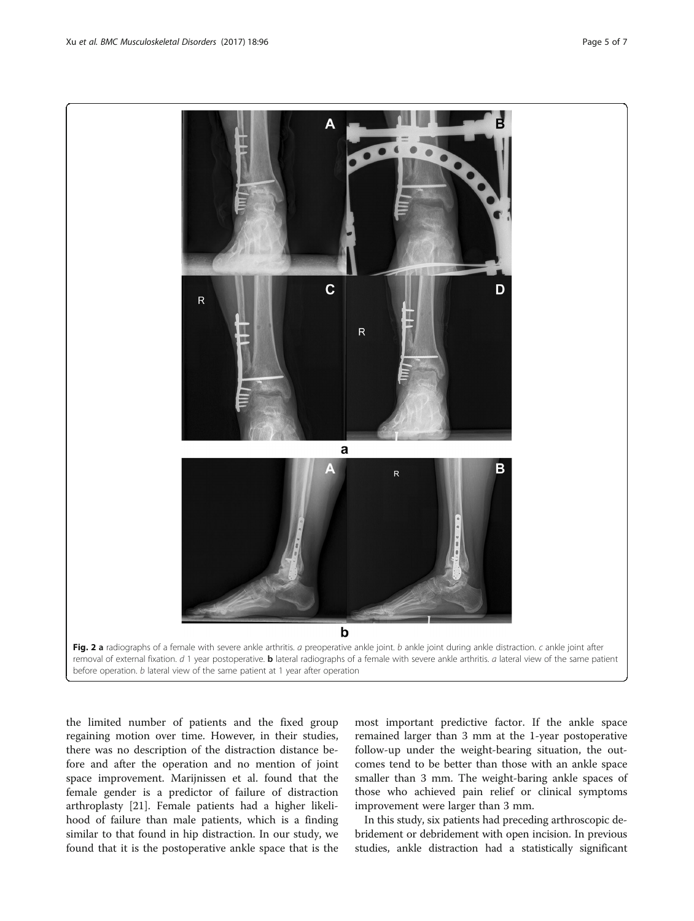**Fig. 2 a** radiographs of a female with severe ankle arthritis. *a* preoperative ankle joint. *b* ankle joint during ankle distraction. *c* ankle joint after removal of external fixation. *d* 1 year postoperative. **b** lateral radiographs of a female with severe ankle arthritis. *a* lateral view of the same patient before operation. *b* lateral view of the same patient at 1 year after operation

the limited number of patients and the fixed group regaining motion over time. However, in their studies, there was no description of the distraction distance before and after the operation and no mention of joint space improvement. Marijnissen et al. found that the female gender is a predictor of failure of distraction arthroplasty [21]. Female patients had a higher likelihood of failure than male patients, which is a finding similar to that found in hip distraction. In our study, we found that it is the postoperative ankle space that is the most important predictive factor. If the ankle space remained larger than 3 mm at the 1-year postoperative follow-up under the weight-bearing situation, the outcomes tend to be better than those with an ankle space smaller than 3 mm. The weight-baring ankle spaces of those who achieved pain relief or clinical symptoms improvement were larger than 3 mm.

In this study, six patients had preceding arthroscopic debridement or debridement with open incision. In previous studies, ankle distraction had a statistically significant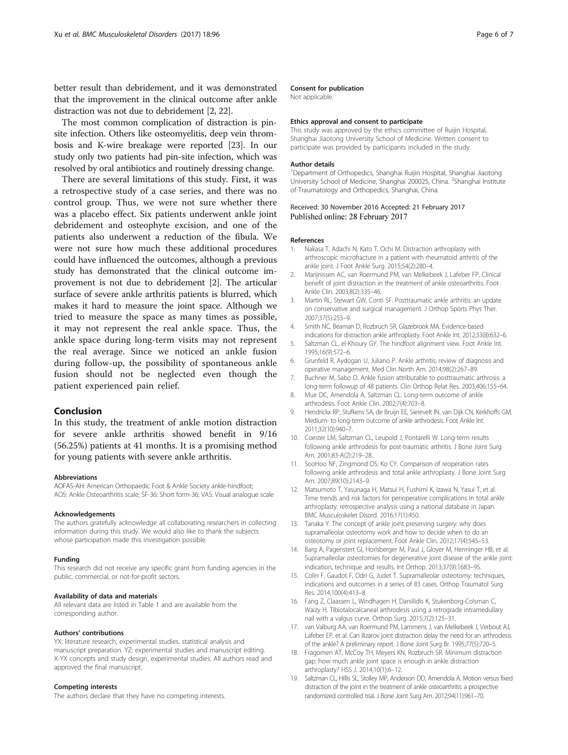better result than debridement, and it was demonstrated that the improvement in the clinical outcome after ankle distraction was not due to debridement [2, 22].

The most common complication of distraction is pin-site infection. Others like osteomyelitis, deep vein thrombosis and K-wire breakage were reported [23]. In our study only two patients had pin-site infection, which was resolved by oral antibiotics and routinely dressing change.

There are several limitations of this study. First, it was a retrospective study of a case series, and there was no control group. Thus, we were not sure whether there was a placebo effect. Six patients underwent ankle joint debridement and osteophyte excision, and one of the patients also underwent a reduction of the fibula. We were not sure how much these additional procedures could have influenced the outcomes, although a previous study has demonstrated that the clinical outcome improvement is not due to debridement [2]. The articular surface of severe ankle arthritis patients is blurred, which makes it hard to measure the joint space. Although we tried to measure the space as many times as possible, it may not represent the real ankle space. Thus, the ankle space during long-term visits may not represent the real average. Since we noticed an ankle fusion during follow-up, the possibility of spontaneous ankle fusion should not be neglected even though the patient experienced pain relief.

## Conclusion

In this study, the treatment of ankle motion distraction for severe ankle arthritis showed benefit in 9/16 (56.25%) patients at 41 months. It is a promising method for young patients with severe ankle arthritis.

#### Abbreviations

AOFAS-AH: American Orthopaedic Foot & Ankle Society ankle-hindfoot; AOS: Ankle Osteoarthritis scale; SF-36: Short form-36; VAS: Visual analogue scale

#### Acknowledgements

The authors gratefully acknowledge all collaborating researchers in collecting information during this study. We would also like to thank the subjects whose participation made this investigation possible.

#### Funding

This research did not receive any specific grant from funding agencies in the public, commercial, or not-for-profit sectors.

#### Availability of data and materials

All relevant data are listed in Table 1 and are available from the corresponding author.

#### Authors' contributions

YX: literature research, experimental studies, statistical analysis and manuscript preparation. YZ: experimental studies and manuscript editing. X-YX concepts and study design, experimental studies. All authors read and approved the final manuscript.

#### Competing interests

The authors declare that they have no competing interests.

#### Consent for publication

Not applicable.

#### Ethics approval and consent to participate

This study was approved by the ethics committee of Ruijin Hospital, Shanghai Jiaotong University School of Medicine. Written consent to participate was provided by participants included in the study.

#### Author details

[1]Department of Orthopedics, Shanghai Ruijin Hospital, Shanghai Jiaotong University School of Medicine, Shanghai 200025, China. [2]Shanghai Institute of Traumatology and Orthopedics, Shanghai, China.

Received: 30 November 2016 Accepted: 21 February 2017
Published online: 28 February 2017

#### References

1. Nakasa T, Adachi N, Kato T, Ochi M. Distraction arthroplasty with arthroscopic microfracture in a patient with rheumatoid arthritis of the ankle joint. J Foot Ankle Surg. 2015;54(2):280–4.
2. Marijnissen AC, van Roermund PM, van Melkebeek J, Lafeber FP. Clinical benefit of joint distraction in the treatment of ankle osteoarthritis. Foot Ankle Clin. 2003;8(2):335–46.
3. Martin RL, Stewart GW, Conti SF. Posttraumatic ankle arthritis: an update on conservative and surgical management. J Orthop Sports Phys Ther. 2007;37(5):253–9.
4. Smith NC, Beaman D, Rozbruch SR, Glazebrook MA. Evidence-based indications for distraction ankle arthroplasty. Foot Ankle Int. 2012;33(8):632–6.
5. Saltzman CL, el-Khoury GY. The hindfoot alignment view. Foot Ankle Int. 1995;16(9):572–6.
6. Grunfeld R, Aydogan U, Juliano P. Ankle arthritis: review of diagnosis and operative management. Med Clin North Am. 2014;98(2):267–89.
7. Buchner M, Sabo D. Ankle fusion attributable to posttraumatic arthrosis: a long-term followup of 48 patients. Clin Orthop Relat Res. 2003;406:155–64.
8. Muir DC, Amendola A, Saltzman CL. Long-term outcome of ankle arthrodesis. Foot Ankle Clin. 2002;7(4):703–8.
9. Hendrickx RP, Stufkens SA, de Bruijn EE, Sierevelt IN, van Dijk CN, Kerkhoffs GM. Medium- to long-term outcome of ankle arthrodesis. Foot Ankle Int. 2011;32(10):940–7.
10. Coester LM, Saltzman CL, Leupold J, Pontarelli W. Long-term results following ankle arthrodesis for post-traumatic arthritis. J Bone Joint Surg Am. 2001;83-A(2):219–28.
11. SooHoo NF, Zingmond DS, Ko CY. Comparison of reoperation rates following ankle arthrodesis and total ankle arthroplasty. J Bone Joint Surg Am. 2007;89(10):2143–9.
12. Matsumoto T, Yasunaga H, Matsui H, Fushimi K, Izawa N, Yasui T, et al. Time trends and risk factors for perioperative complications in total ankle arthroplasty: retrospective analysis using a national database in Japan. BMC Musculoskelet Disord. 2016;17(1):450.
13. Tanaka Y. The concept of ankle joint preserving surgery: why does supramalleolar osteotomy work and how to decide when to do an osteotomy or joint replacement. Foot Ankle Clin. 2012;17(4):545–53.
14. Barg A, Pagenstert GI, Horisberger M, Paul J, Gloyer M, Henninger HB, et al. Supramalleolar osteotomies for degenerative joint disease of the ankle joint: indication, technique and results. Int Orthop. 2013;37(9):1683–95.
15. Colin F, Gaudot F, Odri G, Judet T. Supramalleolar osteotomy: techniques, indications and outcomes in a series of 83 cases. Orthop Traumatol Surg Res. 2014;100(4):413–8.
16. Fang Z, Claassen L, Windhagen H, Daniilidis K, Stukenborg-Colsman C, Waizy H. Tibiotalocalcaneal arthrodesis using a retrograde intramedullary nail with a valgus curve. Orthop Surg. 2015;7(2):125–31.
17. van Valburg AA, van Roermund PM, Lammens J, van Melkebeek J, Verbout AJ, Lafeber EP, et al. Can Ilizarov joint distraction delay the need for an arthrodesis of the ankle? A preliminary report. J Bone Joint Surg Br. 1995;77(5):720–5.
18. Fragomen AT, McCoy TH, Meyers KN, Rozbruch SR. Minimum distraction gap: how much ankle joint space is enough in ankle distraction arthroplasty? HSS J. 2014;10(1):6–12.
19. Saltzman CL, Hillis SL, Stolley MP, Anderson DD, Amendola A. Motion versus fixed distraction of the joint in the treatment of ankle osteoarthritis: a prospective randomized controlled trial. J Bone Joint Surg Am. 2012;94(11):961–70.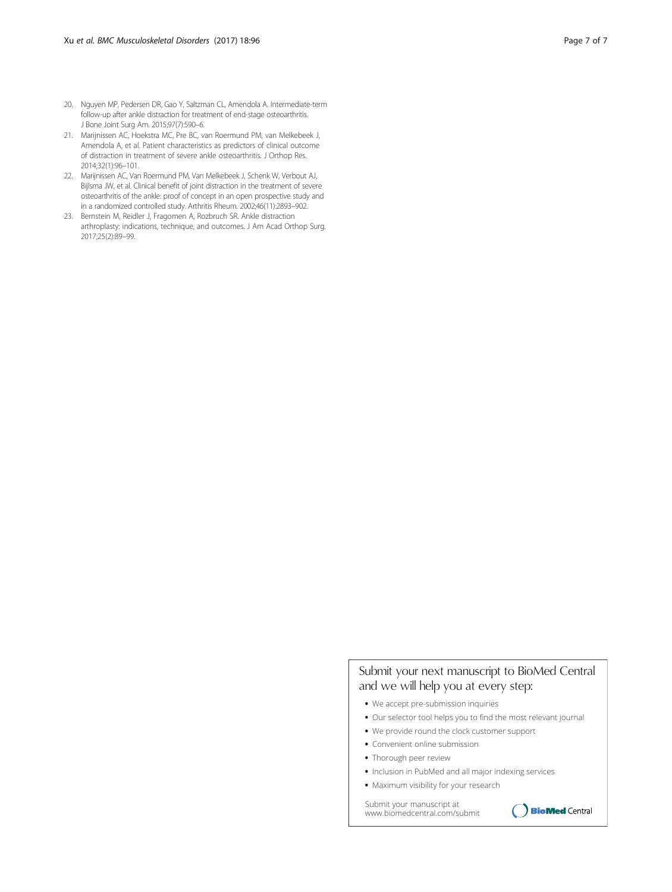20. Nguyen MP, Pedersen DR, Gao Y, Saltzman CL, Amendola A. Intermediate-term follow-up after ankle distraction for treatment of end-stage osteoarthritis. J Bone Joint Surg Am. 2015;97(7):590–6.
21. Marijnissen AC, Hoekstra MC, Pre BC, van Roermund PM, van Melkebeek J, Amendola A, et al. Patient characteristics as predictors of clinical outcome of distraction in treatment of severe ankle osteoarthritis. J Orthop Res. 2014;32(1):96–101.
22. Marijnissen AC, Van Roermund PM, Van Melkebeek J, Schenk W, Verbout AJ, Bijlsma JW, et al. Clinical benefit of joint distraction in the treatment of severe osteoarthritis of the ankle: proof of concept in an open prospective study and in a randomized controlled study. Arthritis Rheum. 2002;46(11):2893–902.
23. Bernstein M, Reidler J, Fragomen A, Rozbruch SR. Ankle distraction arthroplasty: indications, technique, and outcomes. J Am Acad Orthop Surg. 2017;25(2):89–99.

Submit your next manuscript to BioMed Central and we will help you at every step:

- We accept pre-submission inquiries
- Our selector tool helps you to find the most relevant journal
- We provide round the clock customer support
- Convenient online submission
- Thorough peer review
- Inclusion in PubMed and all major indexing services
- Maximum visibility for your research

Submit your manuscript at www.biomedcentral.com/submit

BioMed Central